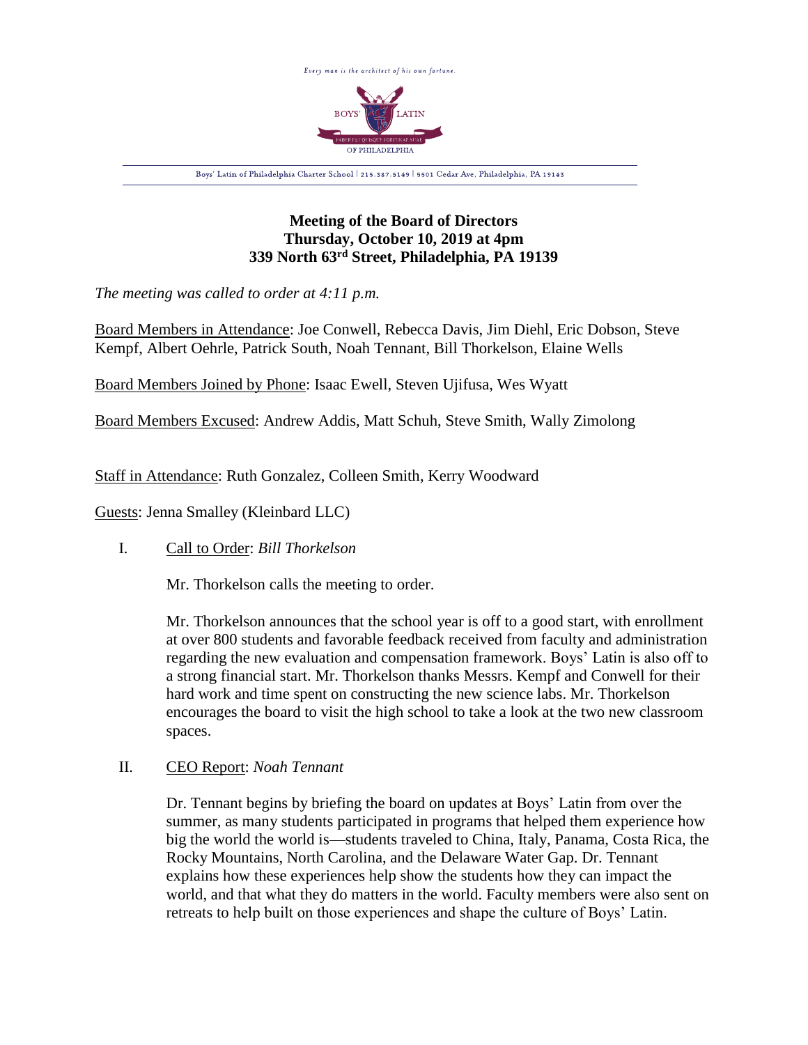Every man is the architect of his own fortune.

BOYS' LATIN

FABER EST QUISQUE FORTUNAE SUAE

OF PHILADELPHIA

Boys' Latin of Philadelphia Charter School | 215.387.5149 | 5501 Cedar Ave, Philadelphia, PA 19143

**Meeting of the Board of Directors**
**Thursday, October 10, 2019 at 4pm**
**339 North 63rd Street, Philadelphia, PA 19139**

*The meeting was called to order at 4:11 p.m.*

Board Members in Attendance: Joe Conwell, Rebecca Davis, Jim Diehl, Eric Dobson, Steve Kempf, Albert Oehrle, Patrick South, Noah Tennant, Bill Thorkelson, Elaine Wells

Board Members Joined by Phone: Isaac Ewell, Steven Ujifusa, Wes Wyatt

Board Members Excused: Andrew Addis, Matt Schuh, Steve Smith, Wally Zimolong

Staff in Attendance: Ruth Gonzalez, Colleen Smith, Kerry Woodward

Guests: Jenna Smalley (Kleinbard LLC)

I. Call to Order: *Bill Thorkelson*

Mr. Thorkelson calls the meeting to order.

Mr. Thorkelson announces that the school year is off to a good start, with enrollment at over 800 students and favorable feedback received from faculty and administration regarding the new evaluation and compensation framework. Boys' Latin is also off to a strong financial start. Mr. Thorkelson thanks Messrs. Kempf and Conwell for their hard work and time spent on constructing the new science labs. Mr. Thorkelson encourages the board to visit the high school to take a look at the two new classroom spaces.

II. CEO Report: *Noah Tennant*

Dr. Tennant begins by briefing the board on updates at Boys' Latin from over the summer, as many students participated in programs that helped them experience how big the world the world is—students traveled to China, Italy, Panama, Costa Rica, the Rocky Mountains, North Carolina, and the Delaware Water Gap. Dr. Tennant explains how these experiences help show the students how they can impact the world, and that what they do matters in the world. Faculty members were also sent on retreats to help built on those experiences and shape the culture of Boys' Latin.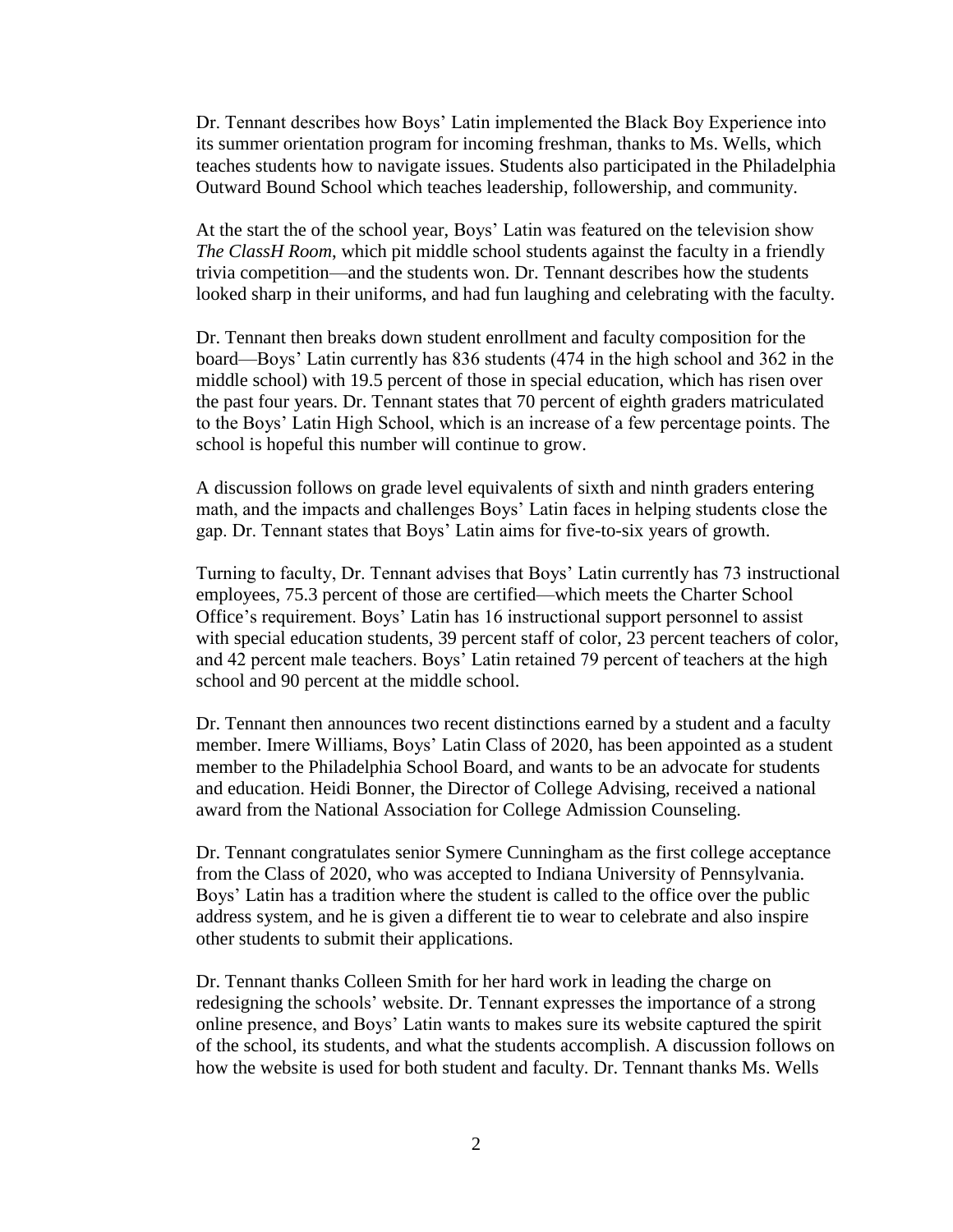Dr. Tennant describes how Boys' Latin implemented the Black Boy Experience into its summer orientation program for incoming freshman, thanks to Ms. Wells, which teaches students how to navigate issues. Students also participated in the Philadelphia Outward Bound School which teaches leadership, followership, and community.

At the start the of the school year, Boys' Latin was featured on the television show *The ClassH Room*, which pit middle school students against the faculty in a friendly trivia competition—and the students won. Dr. Tennant describes how the students looked sharp in their uniforms, and had fun laughing and celebrating with the faculty.

Dr. Tennant then breaks down student enrollment and faculty composition for the board—Boys' Latin currently has 836 students (474 in the high school and 362 in the middle school) with 19.5 percent of those in special education, which has risen over the past four years. Dr. Tennant states that 70 percent of eighth graders matriculated to the Boys' Latin High School, which is an increase of a few percentage points. The school is hopeful this number will continue to grow.

A discussion follows on grade level equivalents of sixth and ninth graders entering math, and the impacts and challenges Boys' Latin faces in helping students close the gap. Dr. Tennant states that Boys' Latin aims for five-to-six years of growth.

Turning to faculty, Dr. Tennant advises that Boys' Latin currently has 73 instructional employees, 75.3 percent of those are certified—which meets the Charter School Office's requirement. Boys' Latin has 16 instructional support personnel to assist with special education students, 39 percent staff of color, 23 percent teachers of color, and 42 percent male teachers. Boys' Latin retained 79 percent of teachers at the high school and 90 percent at the middle school.

Dr. Tennant then announces two recent distinctions earned by a student and a faculty member. Imere Williams, Boys' Latin Class of 2020, has been appointed as a student member to the Philadelphia School Board, and wants to be an advocate for students and education. Heidi Bonner, the Director of College Advising, received a national award from the National Association for College Admission Counseling.

Dr. Tennant congratulates senior Symere Cunningham as the first college acceptance from the Class of 2020, who was accepted to Indiana University of Pennsylvania. Boys' Latin has a tradition where the student is called to the office over the public address system, and he is given a different tie to wear to celebrate and also inspire other students to submit their applications.

Dr. Tennant thanks Colleen Smith for her hard work in leading the charge on redesigning the schools' website. Dr. Tennant expresses the importance of a strong online presence, and Boys' Latin wants to makes sure its website captured the spirit of the school, its students, and what the students accomplish. A discussion follows on how the website is used for both student and faculty. Dr. Tennant thanks Ms. Wells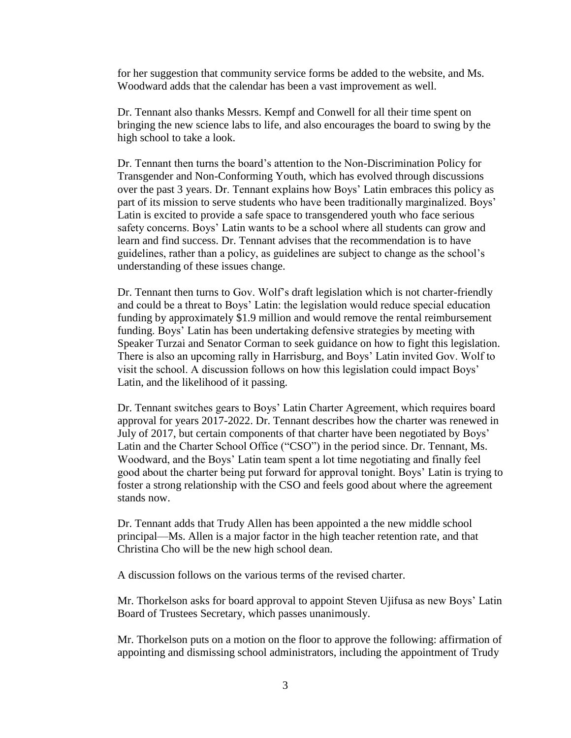for her suggestion that community service forms be added to the website, and Ms. Woodward adds that the calendar has been a vast improvement as well.

Dr. Tennant also thanks Messrs. Kempf and Conwell for all their time spent on bringing the new science labs to life, and also encourages the board to swing by the high school to take a look.

Dr. Tennant then turns the board's attention to the Non-Discrimination Policy for Transgender and Non-Conforming Youth, which has evolved through discussions over the past 3 years. Dr. Tennant explains how Boys' Latin embraces this policy as part of its mission to serve students who have been traditionally marginalized. Boys' Latin is excited to provide a safe space to transgendered youth who face serious safety concerns. Boys' Latin wants to be a school where all students can grow and learn and find success. Dr. Tennant advises that the recommendation is to have guidelines, rather than a policy, as guidelines are subject to change as the school's understanding of these issues change.

Dr. Tennant then turns to Gov. Wolf's draft legislation which is not charter-friendly and could be a threat to Boys' Latin: the legislation would reduce special education funding by approximately $1.9 million and would remove the rental reimbursement funding. Boys' Latin has been undertaking defensive strategies by meeting with Speaker Turzai and Senator Corman to seek guidance on how to fight this legislation. There is also an upcoming rally in Harrisburg, and Boys' Latin invited Gov. Wolf to visit the school. A discussion follows on how this legislation could impact Boys' Latin, and the likelihood of it passing.

Dr. Tennant switches gears to Boys' Latin Charter Agreement, which requires board approval for years 2017-2022. Dr. Tennant describes how the charter was renewed in July of 2017, but certain components of that charter have been negotiated by Boys' Latin and the Charter School Office ("CSO") in the period since. Dr. Tennant, Ms. Woodward, and the Boys' Latin team spent a lot time negotiating and finally feel good about the charter being put forward for approval tonight. Boys' Latin is trying to foster a strong relationship with the CSO and feels good about where the agreement stands now.

Dr. Tennant adds that Trudy Allen has been appointed a the new middle school principal—Ms. Allen is a major factor in the high teacher retention rate, and that Christina Cho will be the new high school dean.

A discussion follows on the various terms of the revised charter.

Mr. Thorkelson asks for board approval to appoint Steven Ujifusa as new Boys' Latin Board of Trustees Secretary, which passes unanimously.

Mr. Thorkelson puts on a motion on the floor to approve the following: affirmation of appointing and dismissing school administrators, including the appointment of Trudy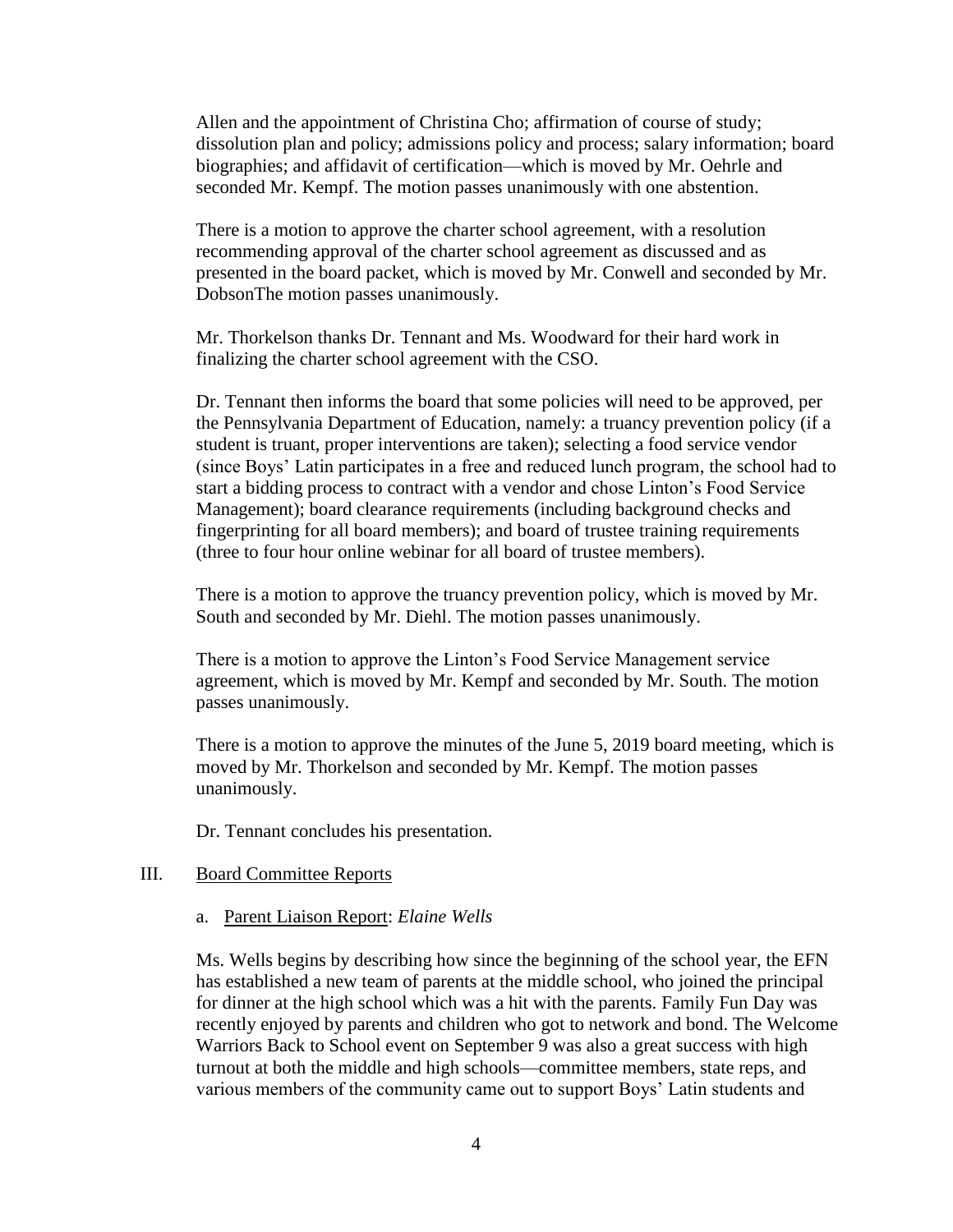Allen and the appointment of Christina Cho; affirmation of course of study; dissolution plan and policy; admissions policy and process; salary information; board biographies; and affidavit of certification—which is moved by Mr. Oehrle and seconded Mr. Kempf. The motion passes unanimously with one abstention.

There is a motion to approve the charter school agreement, with a resolution recommending approval of the charter school agreement as discussed and as presented in the board packet, which is moved by Mr. Conwell and seconded by Mr. DobsonThe motion passes unanimously.

Mr. Thorkelson thanks Dr. Tennant and Ms. Woodward for their hard work in finalizing the charter school agreement with the CSO.

Dr. Tennant then informs the board that some policies will need to be approved, per the Pennsylvania Department of Education, namely: a truancy prevention policy (if a student is truant, proper interventions are taken); selecting a food service vendor (since Boys' Latin participates in a free and reduced lunch program, the school had to start a bidding process to contract with a vendor and chose Linton's Food Service Management); board clearance requirements (including background checks and fingerprinting for all board members); and board of trustee training requirements (three to four hour online webinar for all board of trustee members).

There is a motion to approve the truancy prevention policy, which is moved by Mr. South and seconded by Mr. Diehl. The motion passes unanimously.

There is a motion to approve the Linton's Food Service Management service agreement, which is moved by Mr. Kempf and seconded by Mr. South. The motion passes unanimously.

There is a motion to approve the minutes of the June 5, 2019 board meeting, which is moved by Mr. Thorkelson and seconded by Mr. Kempf. The motion passes unanimously.

Dr. Tennant concludes his presentation.

## III. Board Committee Reports

### a. Parent Liaison Report: *Elaine Wells*

Ms. Wells begins by describing how since the beginning of the school year, the EFN has established a new team of parents at the middle school, who joined the principal for dinner at the high school which was a hit with the parents. Family Fun Day was recently enjoyed by parents and children who got to network and bond. The Welcome Warriors Back to School event on September 9 was also a great success with high turnout at both the middle and high schools—committee members, state reps, and various members of the community came out to support Boys' Latin students and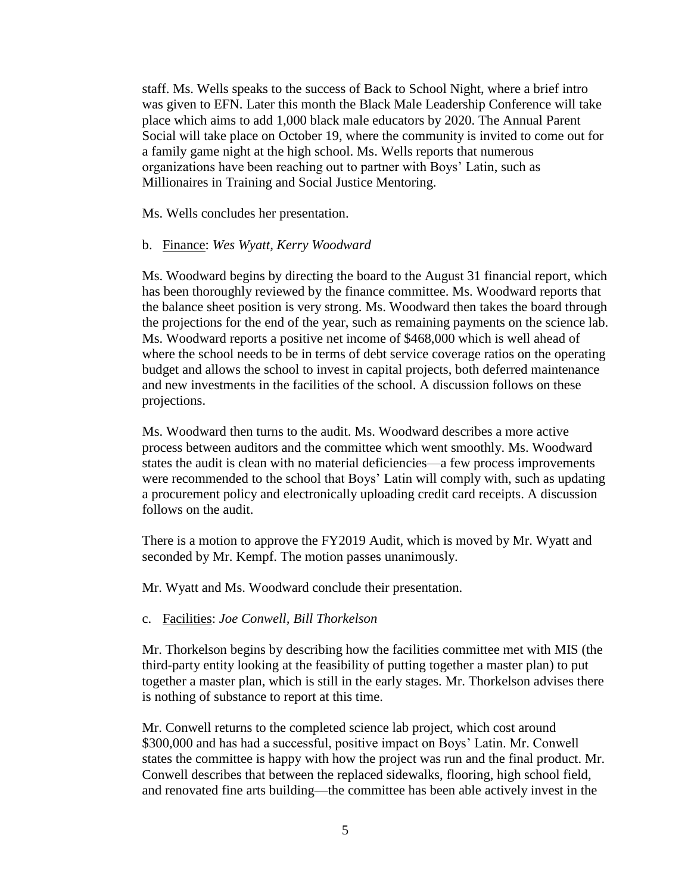staff. Ms. Wells speaks to the success of Back to School Night, where a brief intro was given to EFN. Later this month the Black Male Leadership Conference will take place which aims to add 1,000 black male educators by 2020. The Annual Parent Social will take place on October 19, where the community is invited to come out for a family game night at the high school. Ms. Wells reports that numerous organizations have been reaching out to partner with Boys' Latin, such as Millionaires in Training and Social Justice Mentoring.

Ms. Wells concludes her presentation.

b. Finance: *Wes Wyatt, Kerry Woodward*

Ms. Woodward begins by directing the board to the August 31 financial report, which has been thoroughly reviewed by the finance committee. Ms. Woodward reports that the balance sheet position is very strong. Ms. Woodward then takes the board through the projections for the end of the year, such as remaining payments on the science lab. Ms. Woodward reports a positive net income of $468,000 which is well ahead of where the school needs to be in terms of debt service coverage ratios on the operating budget and allows the school to invest in capital projects, both deferred maintenance and new investments in the facilities of the school. A discussion follows on these projections.

Ms. Woodward then turns to the audit. Ms. Woodward describes a more active process between auditors and the committee which went smoothly. Ms. Woodward states the audit is clean with no material deficiencies—a few process improvements were recommended to the school that Boys' Latin will comply with, such as updating a procurement policy and electronically uploading credit card receipts. A discussion follows on the audit.

There is a motion to approve the FY2019 Audit, which is moved by Mr. Wyatt and seconded by Mr. Kempf. The motion passes unanimously.

Mr. Wyatt and Ms. Woodward conclude their presentation.

c. Facilities: *Joe Conwell, Bill Thorkelson*

Mr. Thorkelson begins by describing how the facilities committee met with MIS (the third-party entity looking at the feasibility of putting together a master plan) to put together a master plan, which is still in the early stages. Mr. Thorkelson advises there is nothing of substance to report at this time.

Mr. Conwell returns to the completed science lab project, which cost around $300,000 and has had a successful, positive impact on Boys' Latin. Mr. Conwell states the committee is happy with how the project was run and the final product. Mr. Conwell describes that between the replaced sidewalks, flooring, high school field, and renovated fine arts building—the committee has been able actively invest in the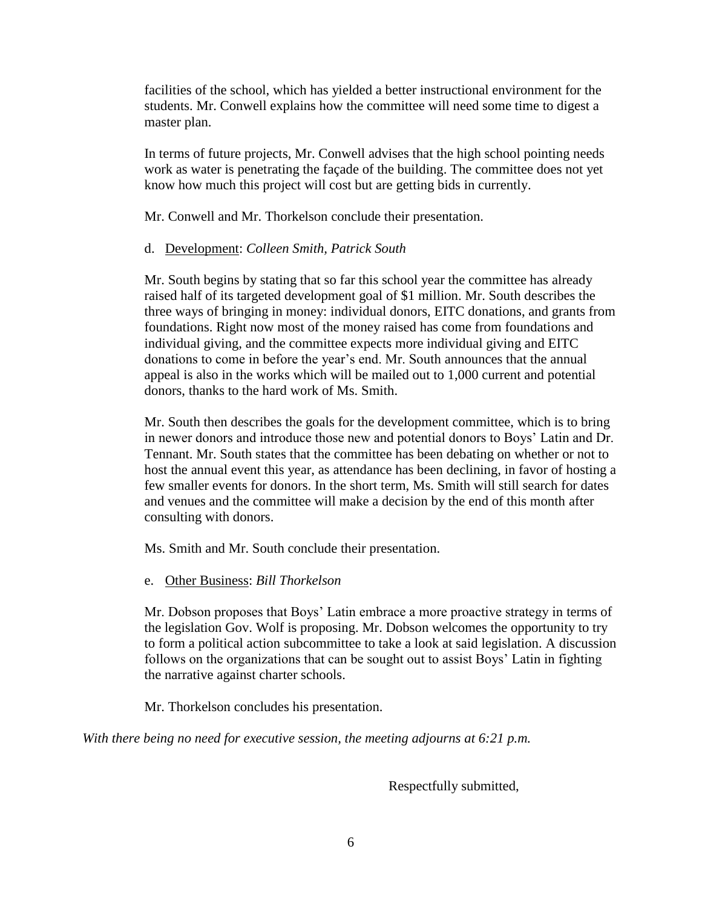facilities of the school, which has yielded a better instructional environment for the students. Mr. Conwell explains how the committee will need some time to digest a master plan.

In terms of future projects, Mr. Conwell advises that the high school pointing needs work as water is penetrating the façade of the building. The committee does not yet know how much this project will cost but are getting bids in currently.

Mr. Conwell and Mr. Thorkelson conclude their presentation.

d. <u>Development</u>: *Colleen Smith, Patrick South*

Mr. South begins by stating that so far this school year the committee has already raised half of its targeted development goal of $1 million. Mr. South describes the three ways of bringing in money: individual donors, EITC donations, and grants from foundations. Right now most of the money raised has come from foundations and individual giving, and the committee expects more individual giving and EITC donations to come in before the year's end. Mr. South announces that the annual appeal is also in the works which will be mailed out to 1,000 current and potential donors, thanks to the hard work of Ms. Smith.

Mr. South then describes the goals for the development committee, which is to bring in newer donors and introduce those new and potential donors to Boys' Latin and Dr. Tennant. Mr. South states that the committee has been debating on whether or not to host the annual event this year, as attendance has been declining, in favor of hosting a few smaller events for donors. In the short term, Ms. Smith will still search for dates and venues and the committee will make a decision by the end of this month after consulting with donors.

Ms. Smith and Mr. South conclude their presentation.

e. <u>Other Business</u>: *Bill Thorkelson*

Mr. Dobson proposes that Boys' Latin embrace a more proactive strategy in terms of the legislation Gov. Wolf is proposing. Mr. Dobson welcomes the opportunity to try to form a political action subcommittee to take a look at said legislation. A discussion follows on the organizations that can be sought out to assist Boys' Latin in fighting the narrative against charter schools.

Mr. Thorkelson concludes his presentation.

*With there being no need for executive session, the meeting adjourns at 6:21 p.m.*

Respectfully submitted,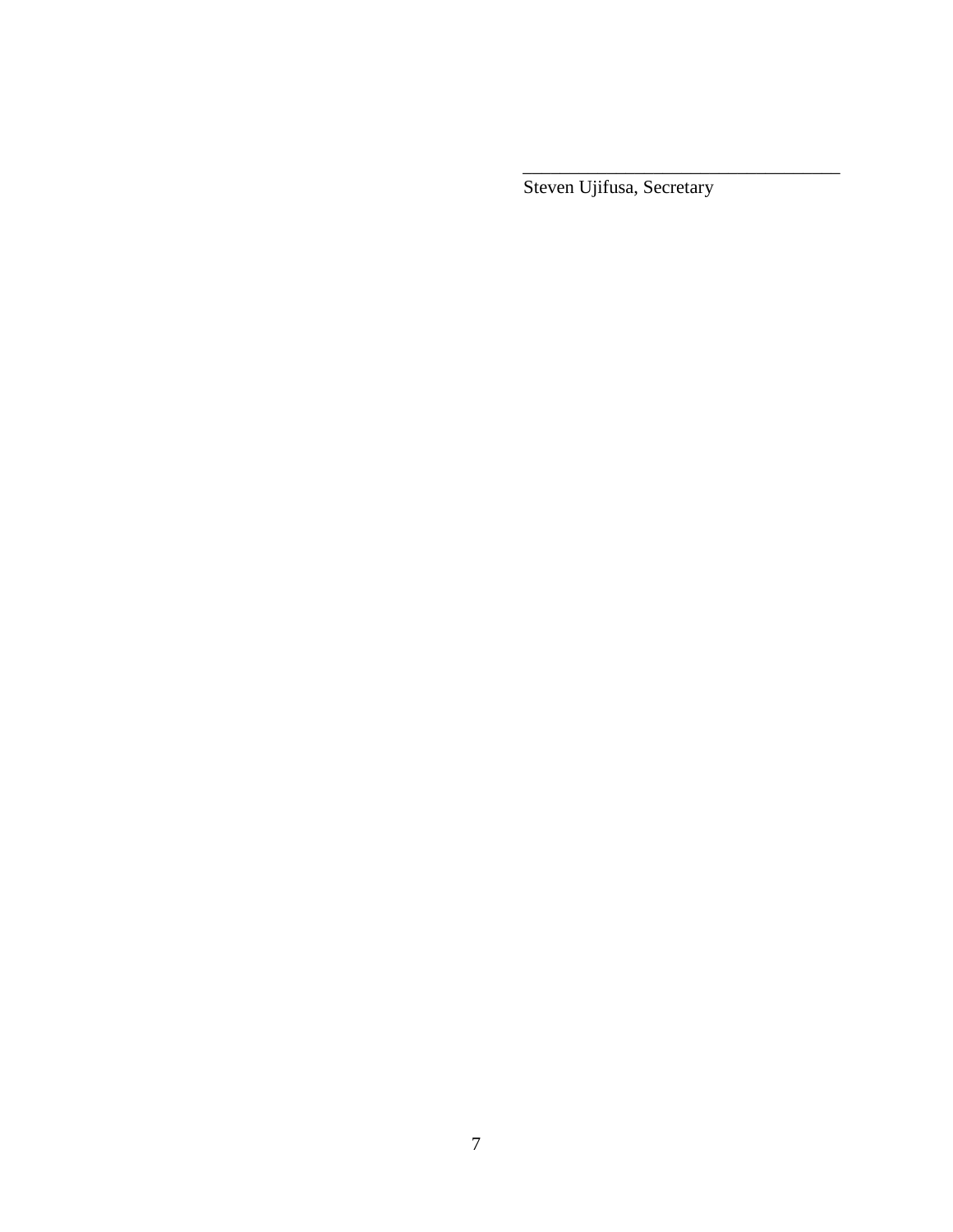\_\_\_\_\_\_\_\_\_\_\_\_\_\_\_\_\_\_\_\_\_\_\_\_\_\_\_\_\_\_\_\_\_\_\_

Steven Ujifusa, Secretary